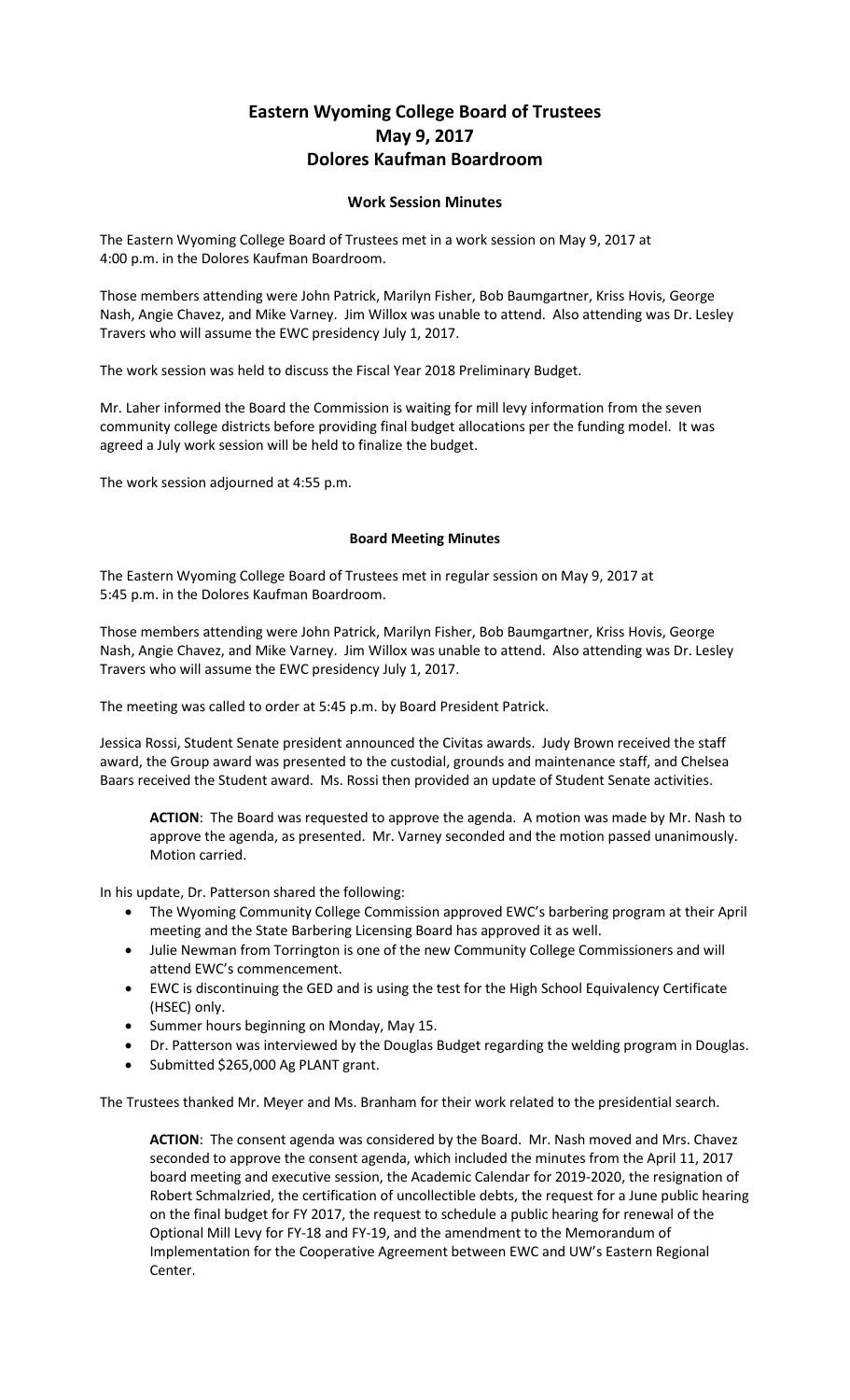# Eastern Wyoming College Board of Trustees
# May 9, 2017
# Dolores Kaufman Boardroom

## Work Session Minutes

The Eastern Wyoming College Board of Trustees met in a work session on May 9, 2017 at 4:00 p.m. in the Dolores Kaufman Boardroom.

Those members attending were John Patrick, Marilyn Fisher, Bob Baumgartner, Kriss Hovis, George Nash, Angie Chavez, and Mike Varney. Jim Willox was unable to attend. Also attending was Dr. Lesley Travers who will assume the EWC presidency July 1, 2017.

The work session was held to discuss the Fiscal Year 2018 Preliminary Budget.

Mr. Laher informed the Board the Commission is waiting for mill levy information from the seven community college districts before providing final budget allocations per the funding model. It was agreed a July work session will be held to finalize the budget.

The work session adjourned at 4:55 p.m.

## Board Meeting Minutes

The Eastern Wyoming College Board of Trustees met in regular session on May 9, 2017 at 5:45 p.m. in the Dolores Kaufman Boardroom.

Those members attending were John Patrick, Marilyn Fisher, Bob Baumgartner, Kriss Hovis, George Nash, Angie Chavez, and Mike Varney. Jim Willox was unable to attend. Also attending was Dr. Lesley Travers who will assume the EWC presidency July 1, 2017.

The meeting was called to order at 5:45 p.m. by Board President Patrick.

Jessica Rossi, Student Senate president announced the Civitas awards. Judy Brown received the staff award, the Group award was presented to the custodial, grounds and maintenance staff, and Chelsea Baars received the Student award. Ms. Rossi then provided an update of Student Senate activities.

> **ACTION**: The Board was requested to approve the agenda. A motion was made by Mr. Nash to approve the agenda, as presented. Mr. Varney seconded and the motion passed unanimously. Motion carried.

In his update, Dr. Patterson shared the following:

- The Wyoming Community College Commission approved EWC's barbering program at their April meeting and the State Barbering Licensing Board has approved it as well.
- Julie Newman from Torrington is one of the new Community College Commissioners and will attend EWC's commencement.
- EWC is discontinuing the GED and is using the test for the High School Equivalency Certificate (HSEC) only.
- Summer hours beginning on Monday, May 15.
- Dr. Patterson was interviewed by the Douglas Budget regarding the welding program in Douglas.
- Submitted $265,000 Ag PLANT grant.

The Trustees thanked Mr. Meyer and Ms. Branham for their work related to the presidential search.

> **ACTION**: The consent agenda was considered by the Board. Mr. Nash moved and Mrs. Chavez seconded to approve the consent agenda, which included the minutes from the April 11, 2017 board meeting and executive session, the Academic Calendar for 2019-2020, the resignation of Robert Schmalzried, the certification of uncollectible debts, the request for a June public hearing on the final budget for FY 2017, the request to schedule a public hearing for renewal of the Optional Mill Levy for FY-18 and FY-19, and the amendment to the Memorandum of Implementation for the Cooperative Agreement between EWC and UW's Eastern Regional Center.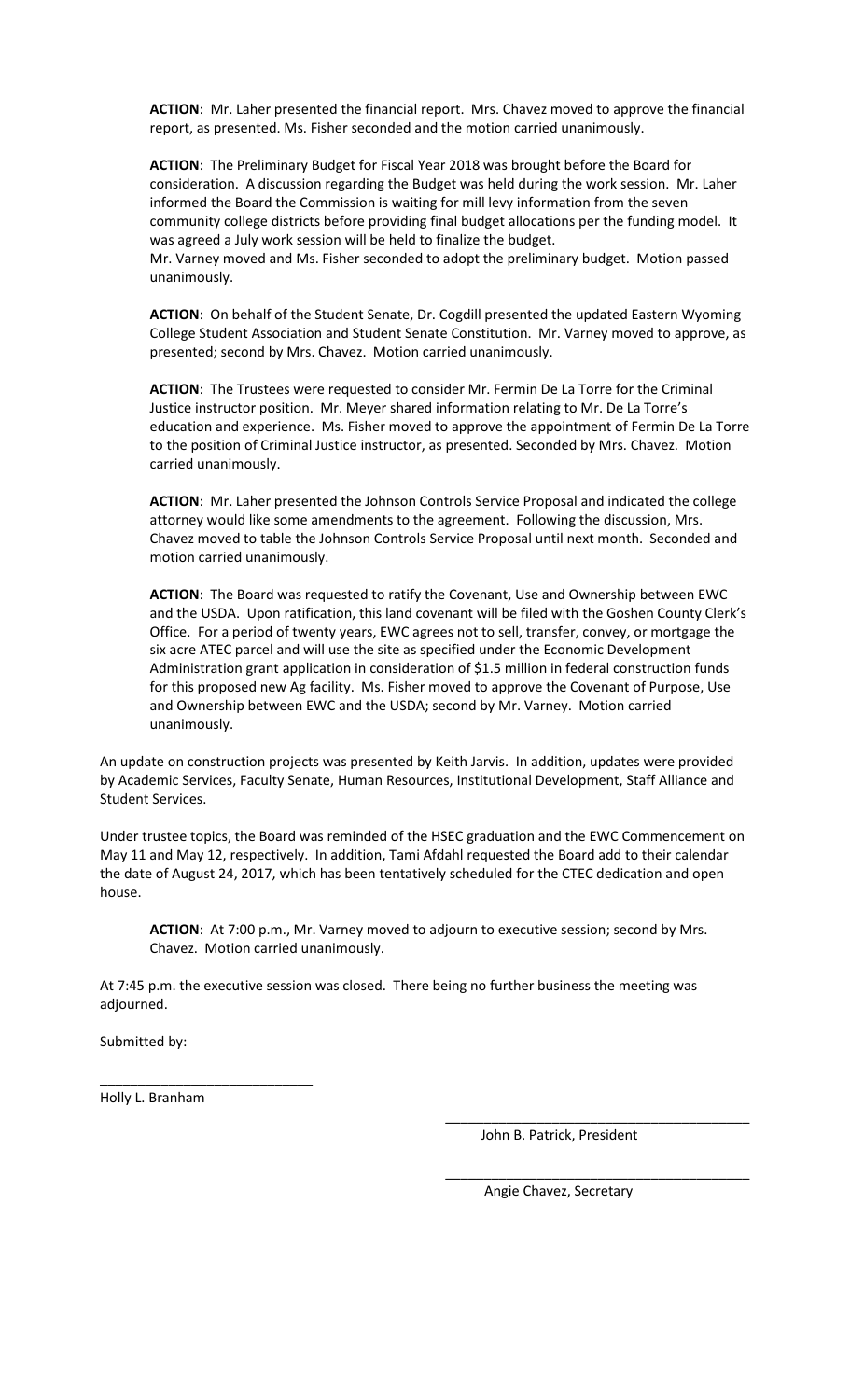**ACTION**: Mr. Laher presented the financial report. Mrs. Chavez moved to approve the financial report, as presented. Ms. Fisher seconded and the motion carried unanimously.

**ACTION**: The Preliminary Budget for Fiscal Year 2018 was brought before the Board for consideration. A discussion regarding the Budget was held during the work session. Mr. Laher informed the Board the Commission is waiting for mill levy information from the seven community college districts before providing final budget allocations per the funding model. It was agreed a July work session will be held to finalize the budget.
Mr. Varney moved and Ms. Fisher seconded to adopt the preliminary budget. Motion passed unanimously.

**ACTION**: On behalf of the Student Senate, Dr. Cogdill presented the updated Eastern Wyoming College Student Association and Student Senate Constitution. Mr. Varney moved to approve, as presented; second by Mrs. Chavez. Motion carried unanimously.

**ACTION**: The Trustees were requested to consider Mr. Fermin De La Torre for the Criminal Justice instructor position. Mr. Meyer shared information relating to Mr. De La Torre's education and experience. Ms. Fisher moved to approve the appointment of Fermin De La Torre to the position of Criminal Justice instructor, as presented. Seconded by Mrs. Chavez. Motion carried unanimously.

**ACTION**: Mr. Laher presented the Johnson Controls Service Proposal and indicated the college attorney would like some amendments to the agreement. Following the discussion, Mrs. Chavez moved to table the Johnson Controls Service Proposal until next month. Seconded and motion carried unanimously.

**ACTION**: The Board was requested to ratify the Covenant, Use and Ownership between EWC and the USDA. Upon ratification, this land covenant will be filed with the Goshen County Clerk's Office. For a period of twenty years, EWC agrees not to sell, transfer, convey, or mortgage the six acre ATEC parcel and will use the site as specified under the Economic Development Administration grant application in consideration of $1.5 million in federal construction funds for this proposed new Ag facility. Ms. Fisher moved to approve the Covenant of Purpose, Use and Ownership between EWC and the USDA; second by Mr. Varney. Motion carried unanimously.

An update on construction projects was presented by Keith Jarvis. In addition, updates were provided by Academic Services, Faculty Senate, Human Resources, Institutional Development, Staff Alliance and Student Services.

Under trustee topics, the Board was reminded of the HSEC graduation and the EWC Commencement on May 11 and May 12, respectively. In addition, Tami Afdahl requested the Board add to their calendar the date of August 24, 2017, which has been tentatively scheduled for the CTEC dedication and open house.

**ACTION**: At 7:00 p.m., Mr. Varney moved to adjourn to executive session; second by Mrs. Chavez. Motion carried unanimously.

At 7:45 p.m. the executive session was closed. There being no further business the meeting was adjourned.

Submitted by:

\_\_\_\_\_\_\_\_\_\_\_\_\_\_\_\_\_\_\_\_\_\_\_\_\_\_\_\_
Holly L. Branham

\_\_\_\_\_\_\_\_\_\_\_\_\_\_\_\_\_\_\_\_\_\_\_\_\_\_\_\_\_\_\_\_\_\_\_\_\_\_\_\_
John B. Patrick, President

\_\_\_\_\_\_\_\_\_\_\_\_\_\_\_\_\_\_\_\_\_\_\_\_\_\_\_\_\_\_\_\_\_\_\_\_\_\_\_\_
Angie Chavez, Secretary